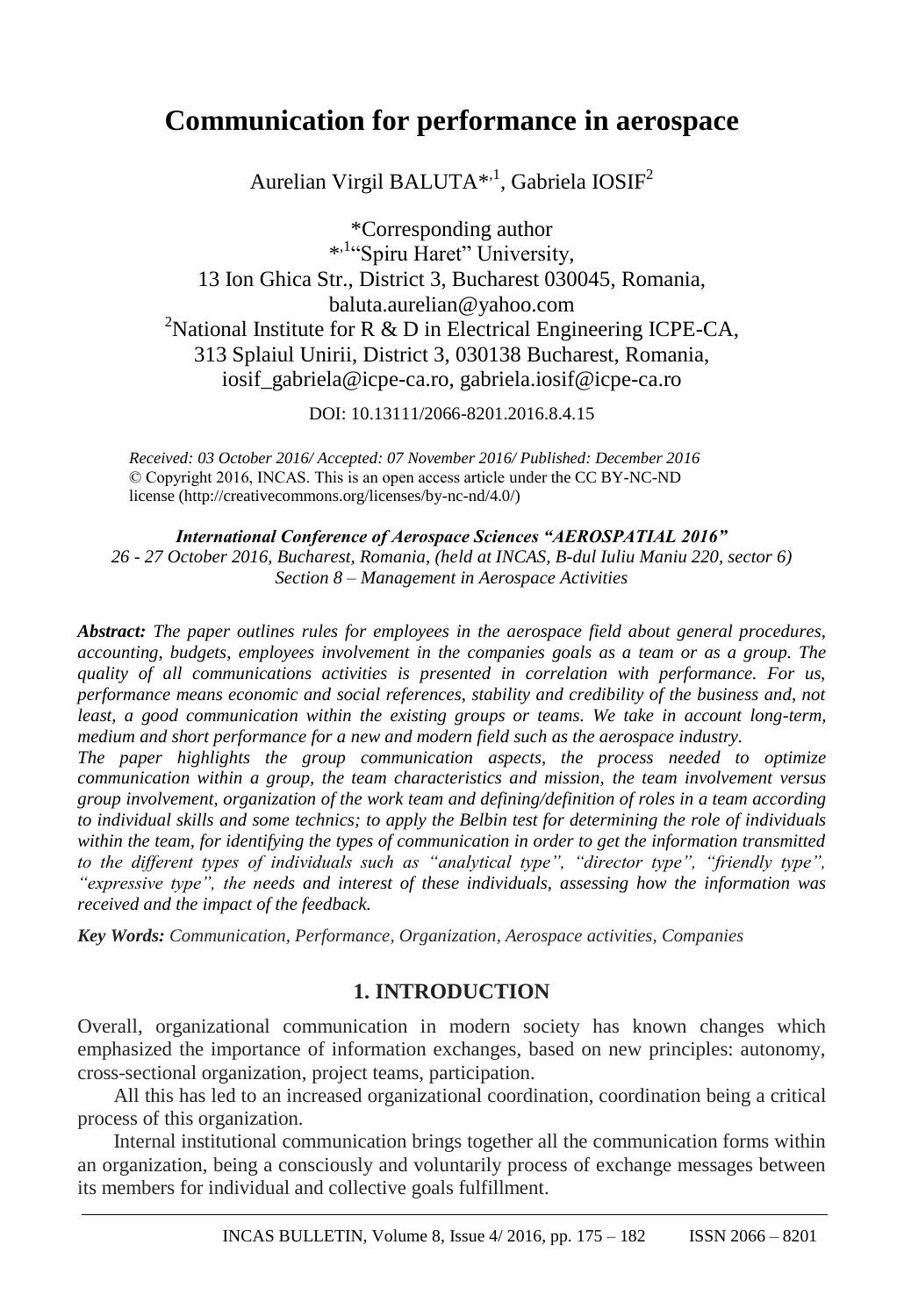# Communication for performance in aerospace

Aurelian Virgil BALUTA*[,1], Gabriela IOSIF[2]

*Corresponding author
*[,1]"Spiru Haret" University,
13 Ion Ghica Str., District 3, Bucharest 030045, Romania,
baluta.aurelian@yahoo.com
[2]National Institute for R & D in Electrical Engineering ICPE-CA,
313 Splaiul Unirii, District 3, 030138 Bucharest, Romania,
iosif_gabriela@icpe-ca.ro, gabriela.iosif@icpe-ca.ro

DOI: 10.13111/2066-8201.2016.8.4.15

*Received: 03 October 2016/ Accepted: 07 November 2016/ Published: December 2016*
© Copyright 2016, INCAS. This is an open access article under the CC BY-NC-ND license (http://creativecommons.org/licenses/by-nc-nd/4.0/)

***International Conference of Aerospace Sciences "AEROSPATIAL 2016"***
*26 - 27 October 2016, Bucharest, Romania, (held at INCAS, B-dul Iuliu Maniu 220, sector 6)*
*Section 8 – Management in Aerospace Activities*

***Abstract:*** *The paper outlines rules for employees in the aerospace field about general procedures, accounting, budgets, employees involvement in the companies goals as a team or as a group. The quality of all communications activities is presented in correlation with performance. For us, performance means economic and social references, stability and credibility of the business and, not least, a good communication within the existing groups or teams. We take in account long-term, medium and short performance for a new and modern field such as the aerospace industry.*
*The paper highlights the group communication aspects, the process needed to optimize communication within a group, the team characteristics and mission, the team involvement versus group involvement, organization of the work team and defining/definition of roles in a team according to individual skills and some technics; to apply the Belbin test for determining the role of individuals within the team, for identifying the types of communication in order to get the information transmitted to the different types of individuals such as "analytical type", "director type", "friendly type", "expressive type", the needs and interest of these individuals, assessing how the information was received and the impact of the feedback.*

***Key Words:*** *Communication, Performance, Organization, Aerospace activities, Companies*

## 1. INTRODUCTION

Overall, organizational communication in modern society has known changes which emphasized the importance of information exchanges, based on new principles: autonomy, cross-sectional organization, project teams, participation.

All this has led to an increased organizational coordination, coordination being a critical process of this organization.

Internal institutional communication brings together all the communication forms within an organization, being a consciously and voluntarily process of exchange messages between its members for individual and collective goals fulfillment.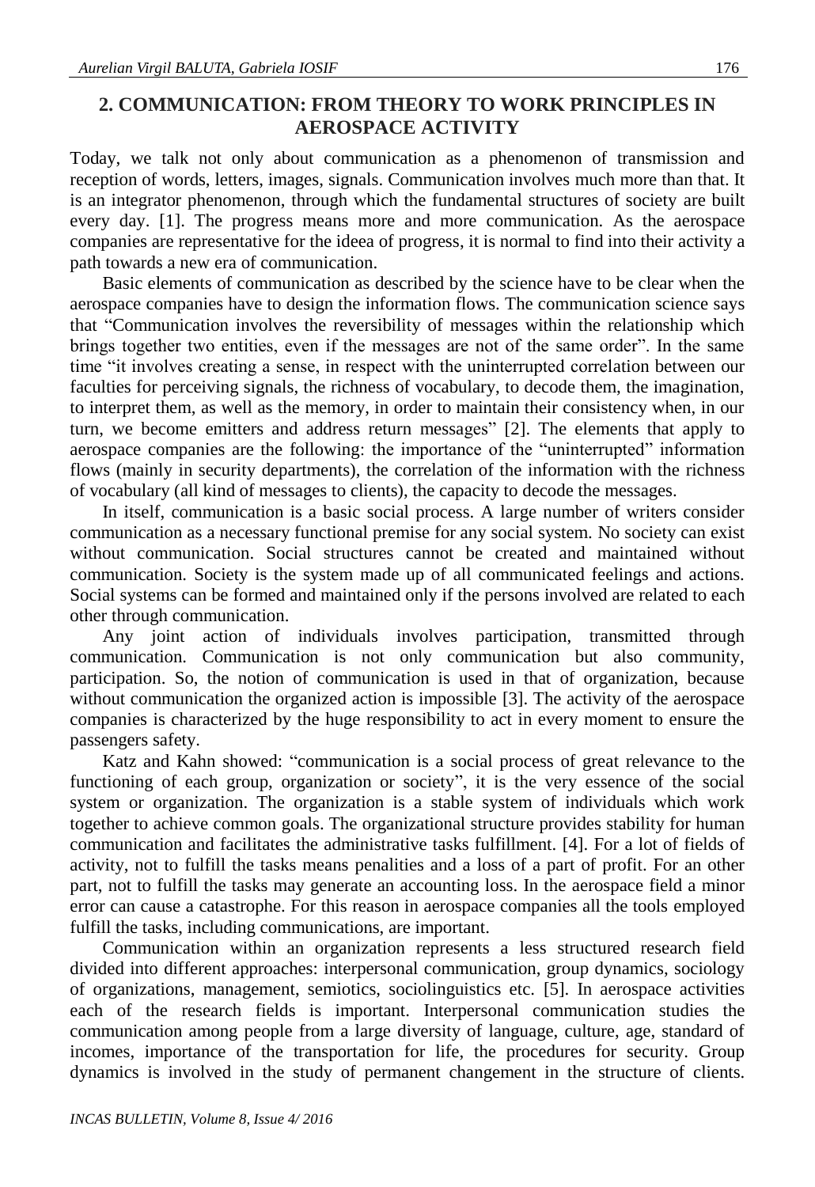## 2. COMMUNICATION: FROM THEORY TO WORK PRINCIPLES IN AEROSPACE ACTIVITY

Today, we talk not only about communication as a phenomenon of transmission and reception of words, letters, images, signals. Communication involves much more than that. It is an integrator phenomenon, through which the fundamental structures of society are built every day. [1]. The progress means more and more communication. As the aerospace companies are representative for the ideea of progress, it is normal to find into their activity a path towards a new era of communication.

Basic elements of communication as described by the science have to be clear when the aerospace companies have to design the information flows. The communication science says that "Communication involves the reversibility of messages within the relationship which brings together two entities, even if the messages are not of the same order". In the same time "it involves creating a sense, in respect with the uninterrupted correlation between our faculties for perceiving signals, the richness of vocabulary, to decode them, the imagination, to interpret them, as well as the memory, in order to maintain their consistency when, in our turn, we become emitters and address return messages" [2]. The elements that apply to aerospace companies are the following: the importance of the "uninterrupted" information flows (mainly in security departments), the correlation of the information with the richness of vocabulary (all kind of messages to clients), the capacity to decode the messages.

In itself, communication is a basic social process. A large number of writers consider communication as a necessary functional premise for any social system. No society can exist without communication. Social structures cannot be created and maintained without communication. Society is the system made up of all communicated feelings and actions. Social systems can be formed and maintained only if the persons involved are related to each other through communication.

Any joint action of individuals involves participation, transmitted through communication. Communication is not only communication but also community, participation. So, the notion of communication is used in that of organization, because without communication the organized action is impossible [3]. The activity of the aerospace companies is characterized by the huge responsibility to act in every moment to ensure the passengers safety.

Katz and Kahn showed: "communication is a social process of great relevance to the functioning of each group, organization or society", it is the very essence of the social system or organization. The organization is a stable system of individuals which work together to achieve common goals. The organizational structure provides stability for human communication and facilitates the administrative tasks fulfillment. [4]. For a lot of fields of activity, not to fulfill the tasks means penalities and a loss of a part of profit. For an other part, not to fulfill the tasks may generate an accounting loss. In the aerospace field a minor error can cause a catastrophe. For this reason in aerospace companies all the tools employed fulfill the tasks, including communications, are important.

Communication within an organization represents a less structured research field divided into different approaches: interpersonal communication, group dynamics, sociology of organizations, management, semiotics, sociolinguistics etc. [5]. In aerospace activities each of the research fields is important. Interpersonal communication studies the communication among people from a large diversity of language, culture, age, standard of incomes, importance of the transportation for life, the procedures for security. Group dynamics is involved in the study of permanent changement in the structure of clients.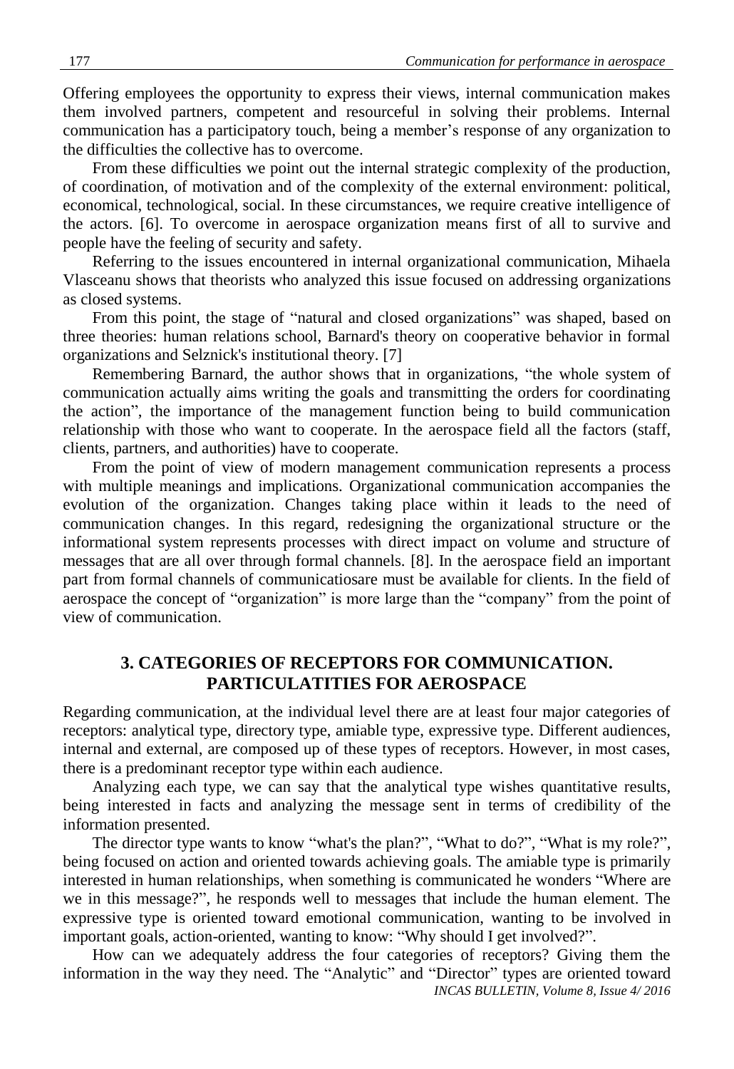Offering employees the opportunity to express their views, internal communication makes them involved partners, competent and resourceful in solving their problems. Internal communication has a participatory touch, being a member's response of any organization to the difficulties the collective has to overcome.

From these difficulties we point out the internal strategic complexity of the production, of coordination, of motivation and of the complexity of the external environment: political, economical, technological, social. In these circumstances, we require creative intelligence of the actors. [6]. To overcome in aerospace organization means first of all to survive and people have the feeling of security and safety.

Referring to the issues encountered in internal organizational communication, Mihaela Vlasceanu shows that theorists who analyzed this issue focused on addressing organizations as closed systems.

From this point, the stage of "natural and closed organizations" was shaped, based on three theories: human relations school, Barnard's theory on cooperative behavior in formal organizations and Selznick's institutional theory. [7]

Remembering Barnard, the author shows that in organizations, "the whole system of communication actually aims writing the goals and transmitting the orders for coordinating the action", the importance of the management function being to build communication relationship with those who want to cooperate. In the aerospace field all the factors (staff, clients, partners, and authorities) have to cooperate.

From the point of view of modern management communication represents a process with multiple meanings and implications. Organizational communication accompanies the evolution of the organization. Changes taking place within it leads to the need of communication changes. In this regard, redesigning the organizational structure or the informational system represents processes with direct impact on volume and structure of messages that are all over through formal channels. [8]. In the aerospace field an important part from formal channels of communicatiosare must be available for clients. In the field of aerospace the concept of "organization" is more large than the "company" from the point of view of communication.

## 3. CATEGORIES OF RECEPTORS FOR COMMUNICATION. PARTICULATITIES FOR AEROSPACE

Regarding communication, at the individual level there are at least four major categories of receptors: analytical type, directory type, amiable type, expressive type. Different audiences, internal and external, are composed up of these types of receptors. However, in most cases, there is a predominant receptor type within each audience.

Analyzing each type, we can say that the analytical type wishes quantitative results, being interested in facts and analyzing the message sent in terms of credibility of the information presented.

The director type wants to know "what's the plan?", "What to do?", "What is my role?", being focused on action and oriented towards achieving goals. The amiable type is primarily interested in human relationships, when something is communicated he wonders "Where are we in this message?", he responds well to messages that include the human element. The expressive type is oriented toward emotional communication, wanting to be involved in important goals, action-oriented, wanting to know: "Why should I get involved?".

How can we adequately address the four categories of receptors? Giving them the information in the way they need. The "Analytic" and "Director" types are oriented toward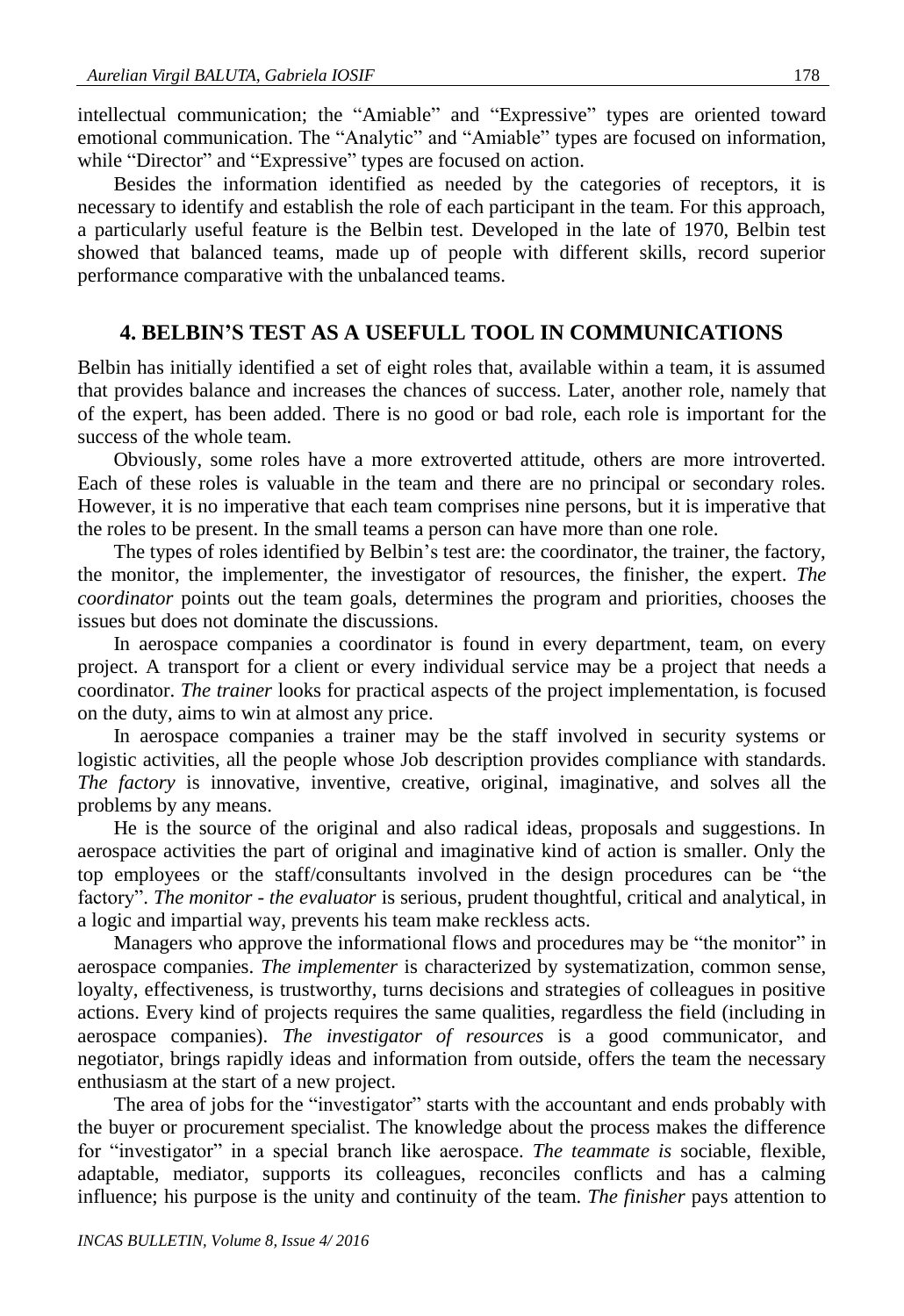intellectual communication; the "Amiable" and "Expressive" types are oriented toward emotional communication. The "Analytic" and "Amiable" types are focused on information, while "Director" and "Expressive" types are focused on action.

Besides the information identified as needed by the categories of receptors, it is necessary to identify and establish the role of each participant in the team. For this approach, a particularly useful feature is the Belbin test. Developed in the late of 1970, Belbin test showed that balanced teams, made up of people with different skills, record superior performance comparative with the unbalanced teams.

## 4. BELBIN'S TEST AS A USEFULL TOOL IN COMMUNICATIONS

Belbin has initially identified a set of eight roles that, available within a team, it is assumed that provides balance and increases the chances of success. Later, another role, namely that of the expert, has been added. There is no good or bad role, each role is important for the success of the whole team.

Obviously, some roles have a more extroverted attitude, others are more introverted. Each of these roles is valuable in the team and there are no principal or secondary roles. However, it is no imperative that each team comprises nine persons, but it is imperative that the roles to be present. In the small teams a person can have more than one role.

The types of roles identified by Belbin's test are: the coordinator, the trainer, the factory, the monitor, the implementer, the investigator of resources, the finisher, the expert. *The coordinator* points out the team goals, determines the program and priorities, chooses the issues but does not dominate the discussions.

In aerospace companies a coordinator is found in every department, team, on every project. A transport for a client or every individual service may be a project that needs a coordinator. *The trainer* looks for practical aspects of the project implementation, is focused on the duty, aims to win at almost any price.

In aerospace companies a trainer may be the staff involved in security systems or logistic activities, all the people whose Job description provides compliance with standards. *The factory* is innovative, inventive, creative, original, imaginative, and solves all the problems by any means.

He is the source of the original and also radical ideas, proposals and suggestions. In aerospace activities the part of original and imaginative kind of action is smaller. Only the top employees or the staff/consultants involved in the design procedures can be "the factory". *The monitor - the evaluator* is serious, prudent thoughtful, critical and analytical, in a logic and impartial way, prevents his team make reckless acts.

Managers who approve the informational flows and procedures may be "the monitor" in aerospace companies. *The implementer* is characterized by systematization, common sense, loyalty, effectiveness, is trustworthy, turns decisions and strategies of colleagues in positive actions. Every kind of projects requires the same qualities, regardless the field (including in aerospace companies). *The investigator of resources* is a good communicator, and negotiator, brings rapidly ideas and information from outside, offers the team the necessary enthusiasm at the start of a new project.

The area of jobs for the "investigator" starts with the accountant and ends probably with the buyer or procurement specialist. The knowledge about the process makes the difference for "investigator" in a special branch like aerospace. *The teammate is* sociable, flexible, adaptable, mediator, supports its colleagues, reconciles conflicts and has a calming influence; his purpose is the unity and continuity of the team. *The finisher* pays attention to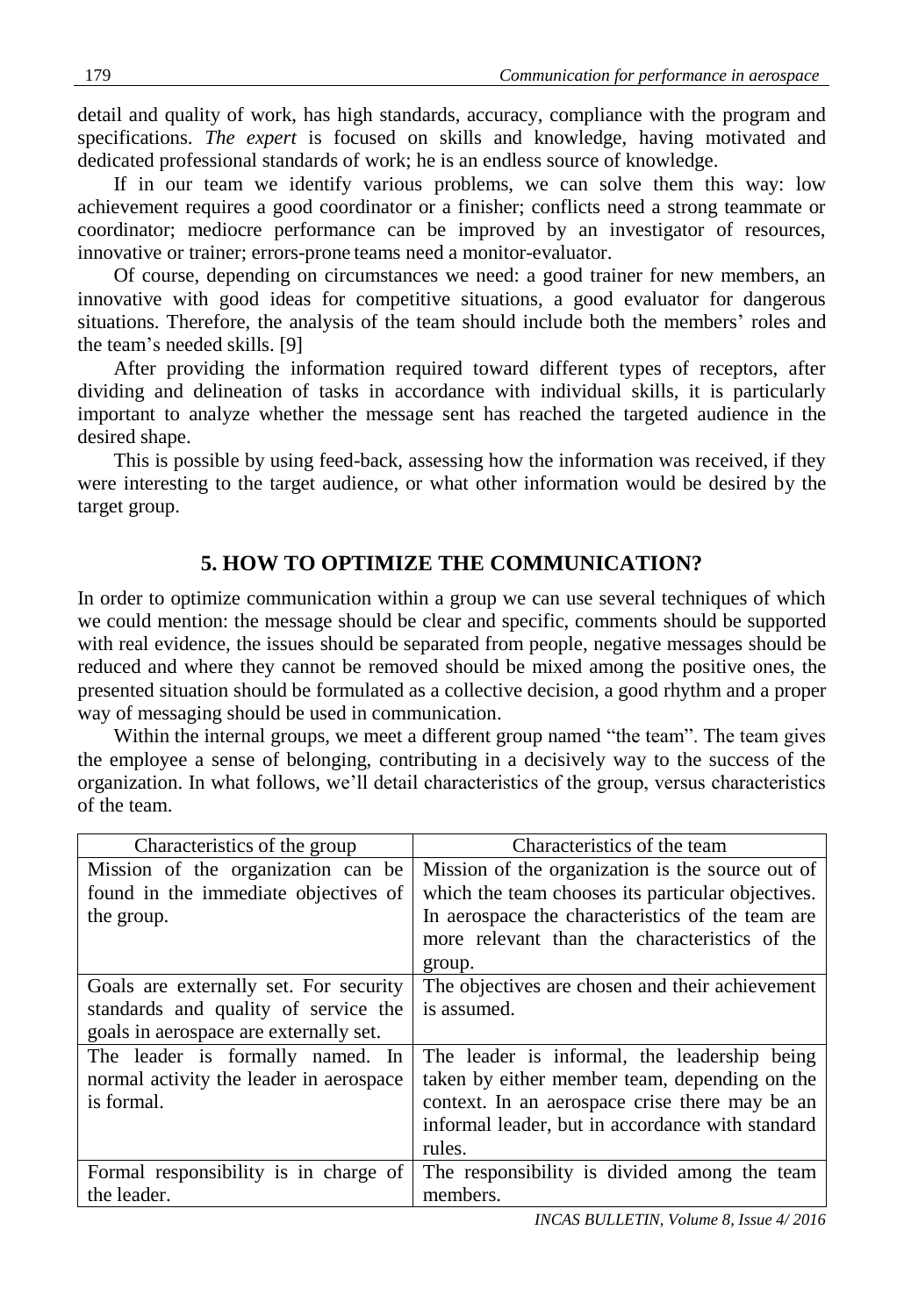detail and quality of work, has high standards, accuracy, compliance with the program and specifications. *The expert* is focused on skills and knowledge, having motivated and dedicated professional standards of work; he is an endless source of knowledge.

If in our team we identify various problems, we can solve them this way: low achievement requires a good coordinator or a finisher; conflicts need a strong teammate or coordinator; mediocre performance can be improved by an investigator of resources, innovative or trainer; errors-prone teams need a monitor-evaluator.

Of course, depending on circumstances we need: a good trainer for new members, an innovative with good ideas for competitive situations, a good evaluator for dangerous situations. Therefore, the analysis of the team should include both the members' roles and the team's needed skills. [9]

After providing the information required toward different types of receptors, after dividing and delineation of tasks in accordance with individual skills, it is particularly important to analyze whether the message sent has reached the targeted audience in the desired shape.

This is possible by using feed-back, assessing how the information was received, if they were interesting to the target audience, or what other information would be desired by the target group.

## 5. HOW TO OPTIMIZE THE COMMUNICATION?

In order to optimize communication within a group we can use several techniques of which we could mention: the message should be clear and specific, comments should be supported with real evidence, the issues should be separated from people, negative messages should be reduced and where they cannot be removed should be mixed among the positive ones, the presented situation should be formulated as a collective decision, a good rhythm and a proper way of messaging should be used in communication.

Within the internal groups, we meet a different group named "the team". The team gives the employee a sense of belonging, contributing in a decisively way to the success of the organization. In what follows, we'll detail characteristics of the group, versus characteristics of the team.

| Characteristics of the group | Characteristics of the team |
|---|---|
| Mission of the organization can be found in the immediate objectives of the group. | Mission of the organization is the source out of which the team chooses its particular objectives. In aerospace the characteristics of the team are more relevant than the characteristics of the group. |
| Goals are externally set. For security standards and quality of service the goals in aerospace are externally set. | The objectives are chosen and their achievement is assumed. |
| The leader is formally named. In normal activity the leader in aerospace is formal. | The leader is informal, the leadership being taken by either member team, depending on the context. In an aerospace crise there may be an informal leader, but in accordance with standard rules. |
| Formal responsibility is in charge of the leader. | The responsibility is divided among the team members. |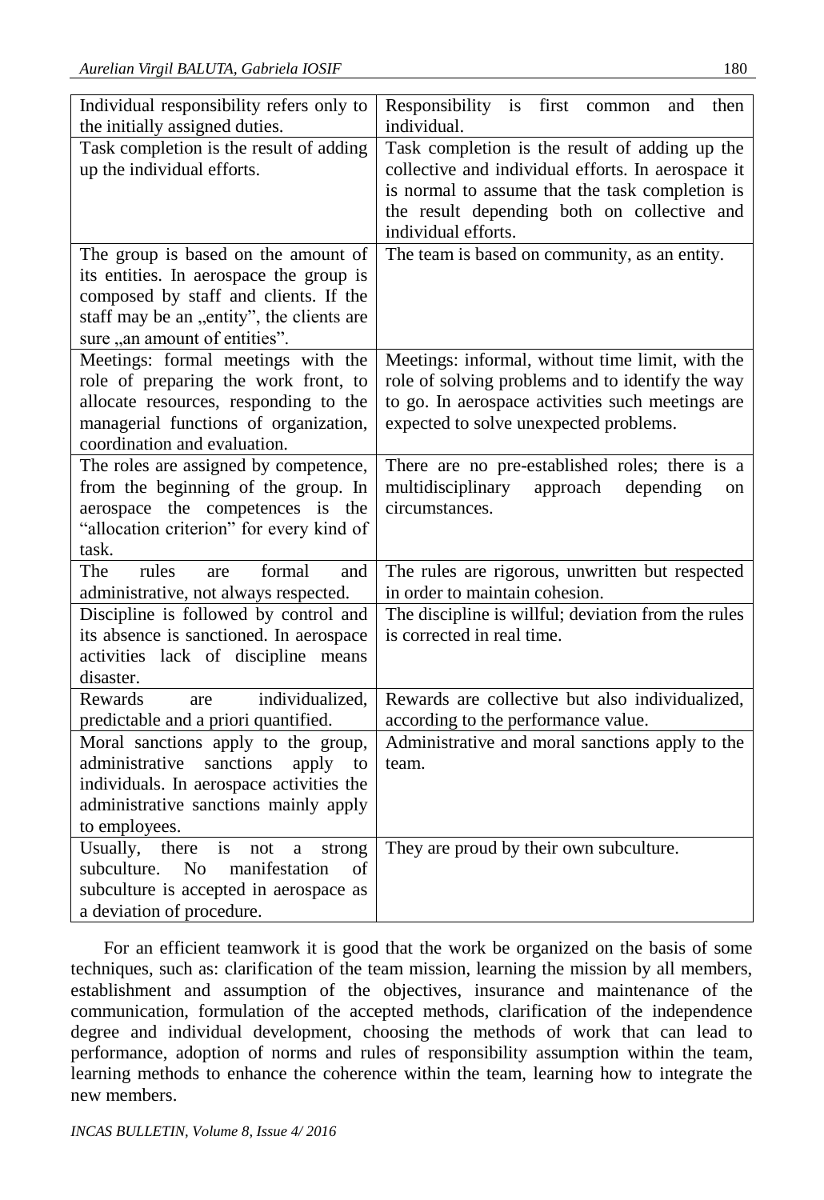| Individual responsibility refers only to the initially assigned duties. | Responsibility is first common and then individual. |
|---|---|
| Task completion is the result of adding up the individual efforts. | Task completion is the result of adding up the collective and individual efforts. In aerospace it is normal to assume that the task completion is the result depending both on collective and individual efforts. |
| The group is based on the amount of its entities. In aerospace the group is composed by staff and clients. If the staff may be an „entity", the clients are sure „an amount of entities". | The team is based on community, as an entity. |
| Meetings: formal meetings with the role of preparing the work front, to allocate resources, responding to the managerial functions of organization, coordination and evaluation. | Meetings: informal, without time limit, with the role of solving problems and to identify the way to go. In aerospace activities such meetings are expected to solve unexpected problems. |
| The roles are assigned by competence, from the beginning of the group. In aerospace the competences is the "allocation criterion" for every kind of task. | There are no pre-established roles; there is a multidisciplinary approach depending on circumstances. |
| The rules are formal and administrative, not always respected. | The rules are rigorous, unwritten but respected in order to maintain cohesion. |
| Discipline is followed by control and its absence is sanctioned. In aerospace activities lack of discipline means disaster. | The discipline is willful; deviation from the rules is corrected in real time. |
| Rewards are individualized, predictable and a priori quantified. | Rewards are collective but also individualized, according to the performance value. |
| Moral sanctions apply to the group, administrative sanctions apply to individuals. In aerospace activities the administrative sanctions mainly apply to employees. | Administrative and moral sanctions apply to the team. |
| Usually, there is not a strong subculture. No manifestation of subculture is accepted in aerospace as a deviation of procedure. | They are proud by their own subculture. |

For an efficient teamwork it is good that the work be organized on the basis of some techniques, such as: clarification of the team mission, learning the mission by all members, establishment and assumption of the objectives, insurance and maintenance of the communication, formulation of the accepted methods, clarification of the independence degree and individual development, choosing the methods of work that can lead to performance, adoption of norms and rules of responsibility assumption within the team, learning methods to enhance the coherence within the team, learning how to integrate the new members.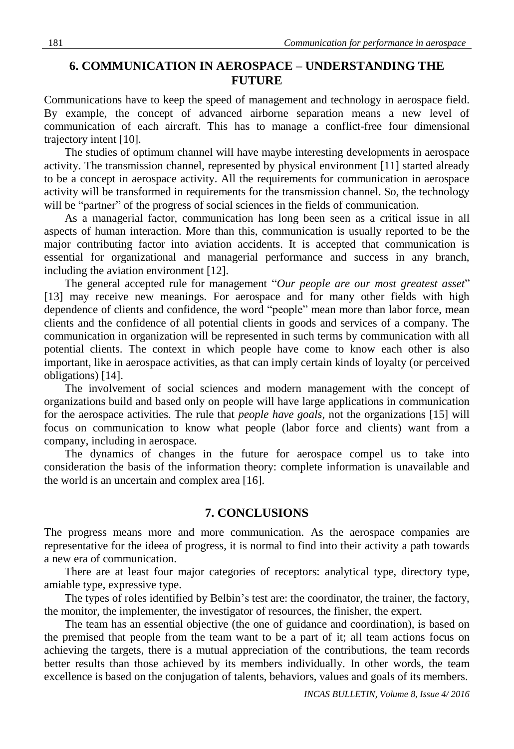## 6. COMMUNICATION IN AEROSPACE – UNDERSTANDING THE FUTURE

Communications have to keep the speed of management and technology in aerospace field. By example, the concept of advanced airborne separation means a new level of communication of each aircraft. This has to manage a conflict-free four dimensional trajectory intent [10].

The studies of optimum channel will have maybe interesting developments in aerospace activity. The transmission channel, represented by physical environment [11] started already to be a concept in aerospace activity. All the requirements for communication in aerospace activity will be transformed in requirements for the transmission channel. So, the technology will be "partner" of the progress of social sciences in the fields of communication.

As a managerial factor, communication has long been seen as a critical issue in all aspects of human interaction. More than this, communication is usually reported to be the major contributing factor into aviation accidents. It is accepted that communication is essential for organizational and managerial performance and success in any branch, including the aviation environment [12].

The general accepted rule for management "*Our people are our most greatest asset*" [13] may receive new meanings. For aerospace and for many other fields with high dependence of clients and confidence, the word "people" mean more than labor force, mean clients and the confidence of all potential clients in goods and services of a company. The communication in organization will be represented in such terms by communication with all potential clients. The context in which people have come to know each other is also important, like in aerospace activities, as that can imply certain kinds of loyalty (or perceived obligations) [14].

The involvement of social sciences and modern management with the concept of organizations build and based only on people will have large applications in communication for the aerospace activities. The rule that *people have goals*, not the organizations [15] will focus on communication to know what people (labor force and clients) want from a company, including in aerospace.

The dynamics of changes in the future for aerospace compel us to take into consideration the basis of the information theory: complete information is unavailable and the world is an uncertain and complex area [16].

## 7. CONCLUSIONS

The progress means more and more communication. As the aerospace companies are representative for the ideea of progress, it is normal to find into their activity a path towards a new era of communication.

There are at least four major categories of receptors: analytical type, directory type, amiable type, expressive type.

The types of roles identified by Belbin's test are: the coordinator, the trainer, the factory, the monitor, the implementer, the investigator of resources, the finisher, the expert.

The team has an essential objective (the one of guidance and coordination), is based on the premised that people from the team want to be a part of it; all team actions focus on achieving the targets, there is a mutual appreciation of the contributions, the team records better results than those achieved by its members individually. In other words, the team excellence is based on the conjugation of talents, behaviors, values and goals of its members.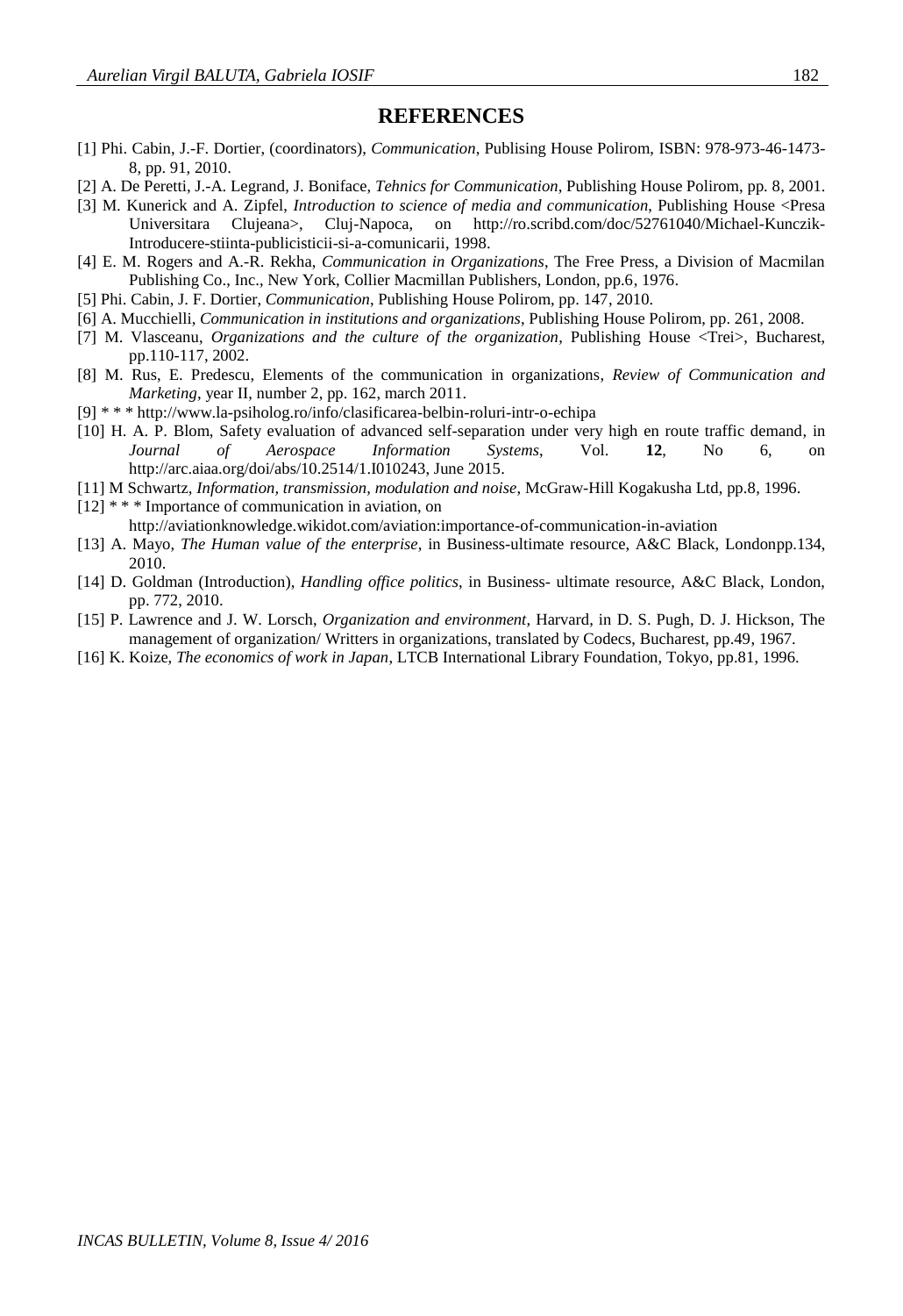## REFERENCES

[1] Phi. Cabin, J.-F. Dortier, (coordinators), *Communication*, Publising House Polirom, ISBN: 978-973-46-1473-8, pp. 91, 2010.

[2] A. De Peretti, J.-A. Legrand, J. Boniface, *Tehnics for Communication*, Publishing House Polirom, pp. 8, 2001.

[3] M. Kunerick and A. Zipfel, *Introduction to science of media and communication*, Publishing House <Presa Universitara Clujeana>, Cluj-Napoca, on http://ro.scribd.com/doc/52761040/Michael-Kunczik-Introducere-stiinta-publicisticii-si-a-comunicarii, 1998.

[4] E. M. Rogers and A.-R. Rekha, *Communication in Organizations*, The Free Press, a Division of Macmilan Publishing Co., Inc., New York, Collier Macmillan Publishers, London, pp.6, 1976.

[5] Phi. Cabin, J. F. Dortier, *Communication*, Publishing House Polirom, pp. 147, 2010.

[6] A. Mucchielli, *Communication in institutions and organizations*, Publishing House Polirom, pp. 261, 2008.

[7] M. Vlasceanu, *Organizations and the culture of the organization*, Publishing House <Trei>, Bucharest, pp.110-117, 2002.

[8] M. Rus, E. Predescu, Elements of the communication in organizations, *Review of Communication and Marketing*, year II, number 2, pp. 162, march 2011.

[9] * * * http://www.la-psiholog.ro/info/clasificarea-belbin-roluri-intr-o-echipa

[10] H. A. P. Blom, Safety evaluation of advanced self-separation under very high en route traffic demand, in *Journal of Aerospace Information Systems*, Vol. **12**, No 6, on http://arc.aiaa.org/doi/abs/10.2514/1.I010243, June 2015.

[11] M Schwartz, *Information, transmission, modulation and noise*, McGraw-Hill Kogakusha Ltd, pp.8, 1996.

[12] * * * Importance of communication in aviation, on http://aviationknowledge.wikidot.com/aviation:importance-of-communication-in-aviation

[13] A. Mayo, *The Human value of the enterprise*, in Business-ultimate resource, A&C Black, Londonpp.134, 2010.

[14] D. Goldman (Introduction), *Handling office politics*, in Business- ultimate resource, A&C Black, London, pp. 772, 2010.

[15] P. Lawrence and J. W. Lorsch, *Organization and environment*, Harvard, in D. S. Pugh, D. J. Hickson, The management of organization/ Writters in organizations, translated by Codecs, Bucharest, pp.49, 1967.

[16] K. Koize, *The economics of work in Japan*, LTCB International Library Foundation, Tokyo, pp.81, 1996.